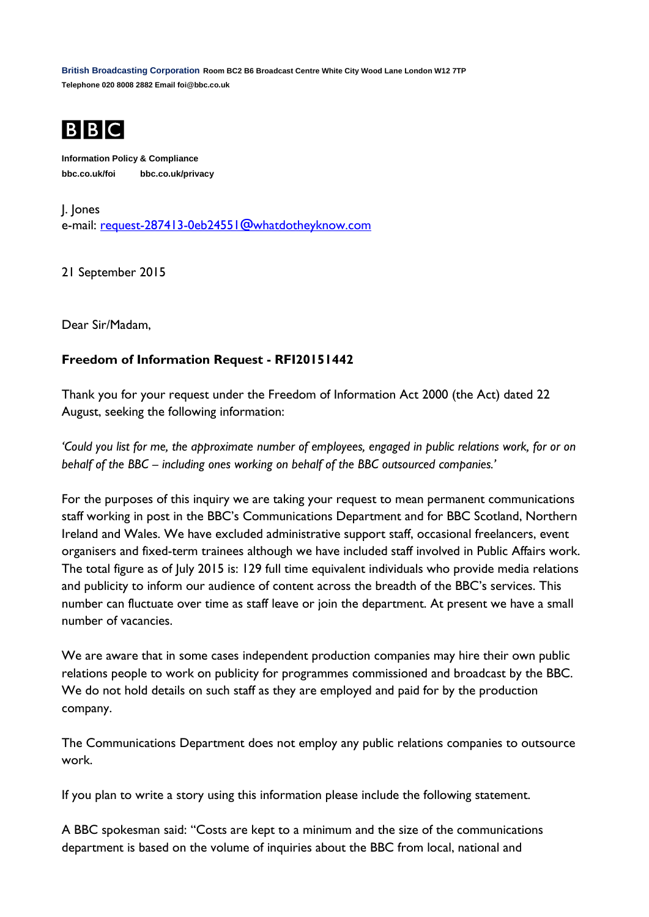**British Broadcasting Corporation** Room BC2 B6 Broadcast Centre White City Wood Lane London W12 7TP
Telephone 020 8008 2882 Email foi@bbc.co.uk

**BBC**

**Information Policy & Compliance**
bbc.co.uk/foi        bbc.co.uk/privacy

J. Jones
e-mail: request-287413-0eb24551@whatdotheyknow.com

21 September 2015

Dear Sir/Madam,

## Freedom of Information Request - RFI20151442

Thank you for your request under the Freedom of Information Act 2000 (the Act) dated 22 August, seeking the following information:

*'Could you list for me, the approximate number of employees, engaged in public relations work, for or on behalf of the BBC – including ones working on behalf of the BBC outsourced companies.'*

For the purposes of this inquiry we are taking your request to mean permanent communications staff working in post in the BBC's Communications Department and for BBC Scotland, Northern Ireland and Wales. We have excluded administrative support staff, occasional freelancers, event organisers and fixed-term trainees although we have included staff involved in Public Affairs work. The total figure as of July 2015 is: 129 full time equivalent individuals who provide media relations and publicity to inform our audience of content across the breadth of the BBC's services. This number can fluctuate over time as staff leave or join the department. At present we have a small number of vacancies.

We are aware that in some cases independent production companies may hire their own public relations people to work on publicity for programmes commissioned and broadcast by the BBC. We do not hold details on such staff as they are employed and paid for by the production company.

The Communications Department does not employ any public relations companies to outsource work.

If you plan to write a story using this information please include the following statement.

A BBC spokesman said: "Costs are kept to a minimum and the size of the communications department is based on the volume of inquiries about the BBC from local, national and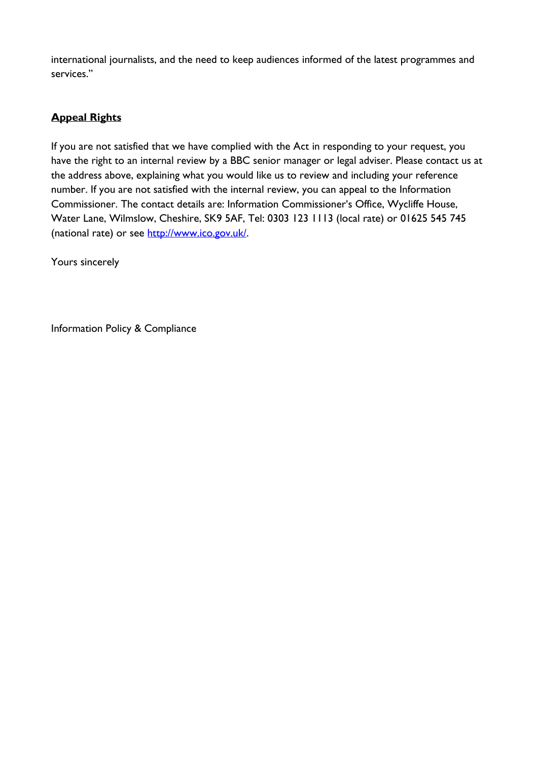international journalists, and the need to keep audiences informed of the latest programmes and services."

## **Appeal Rights**

If you are not satisfied that we have complied with the Act in responding to your request, you have the right to an internal review by a BBC senior manager or legal adviser. Please contact us at the address above, explaining what you would like us to review and including your reference number. If you are not satisfied with the internal review, you can appeal to the Information Commissioner. The contact details are: Information Commissioner's Office, Wycliffe House, Water Lane, Wilmslow, Cheshire, SK9 5AF, Tel: 0303 123 1113 (local rate) or 01625 545 745 (national rate) or see [http://www.ico.gov.uk/](http://www.ico.gov.uk/).

Yours sincerely

Information Policy & Compliance